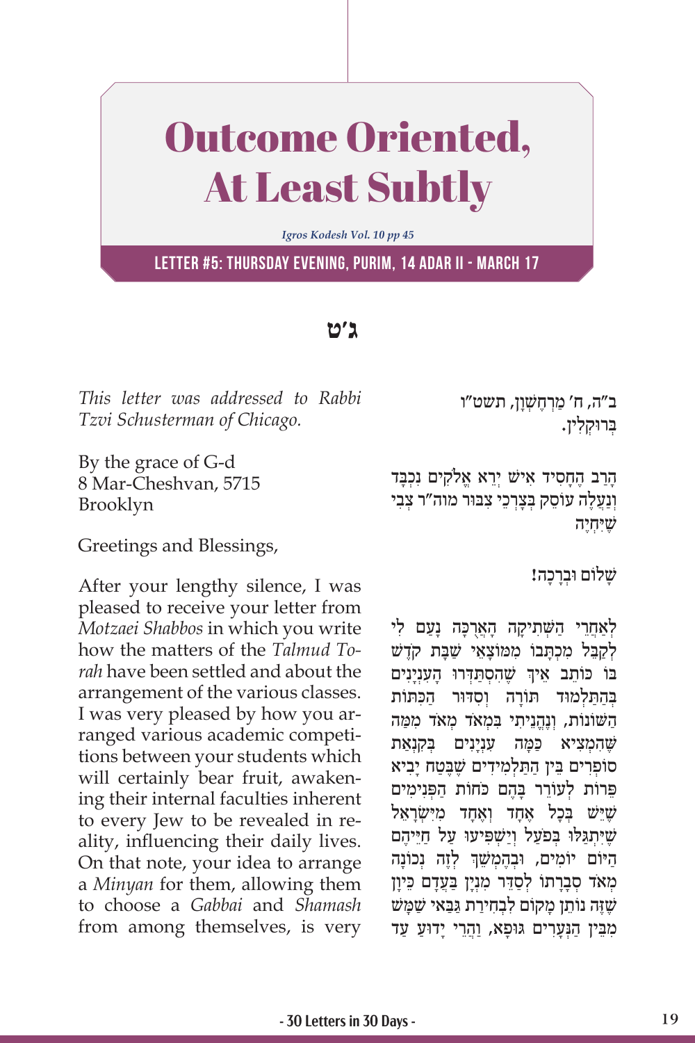# Outcome Oriented, At Least Subtly

*Igros Kodesh Vol. 10 pp 45*

**LETTER #5: THURSDAY EVENING, PURIM, 14 ADAR II - MARCH 17**

## ג׳ט

*This letter was addressed to Rabbi Tzvi Schusterman of Chicago.*

By the grace of G-d
8 Mar-Cheshvan, 5715
Brooklyn

Greetings and Blessings,

After your lengthy silence, I was pleased to receive your letter from *Motzaei Shabbos* in which you write how the matters of the *Talmud Torah* have been settled and about the arrangement of the various classes. I was very pleased by how you arranged various academic competitions between your students which will certainly bear fruit, awakening their internal faculties inherent to every Jew to be revealed in reality, influencing their daily lives. On that note, your idea to arrange a *Minyan* for them, allowing them to choose a *Gabbai* and *Shamash* from among themselves, is very

ב"ה, ח׳ מַרְחֶשְׁוָן, תשט"ו
בְּרוּקְלִין.

הָרַב הֶחָסִיד אִישׁ יְרֵא אֱלֹקִים נִכְבָּד וְנַעֲלֶה עוֹסֵק בְּצָרְכֵי צִבּוּר מוה"ר צְבִי שֶׁיְּחִיֶה

שָׁלוֹם וּבְרָכָה!

לְאַחֲרֵי הַשְּׁתִיקָה הָאֲרֻכָּה נָעַם לִי לְקַבֵּל מִכְתָּבוֹ מִמּוֹצָאֵי שַׁבָּת קֹדֶשׁ בּוֹ כּוֹתֵב אֵיךְ שֶׁהִסְתַּדְּרוּ הָעִנְיָנִים בְּהַתַּלְמוּד תּוֹרָה וְסִדּוּר הַכִּתּוֹת הַשּׁוֹנוֹת, וְנֶהֱנֵיתִי בִּמְאֹד מְאֹד מִמַּה שֶּׁהִמְצִיא כַּמָּה עִנְיָנִים בְּקִנְאַת סוֹפְרִים בֵּין הַתַּלְמִידִים שֶׁבֶּטַח יָבִיא פֵּרוֹת לְעוֹרֵר בָּהֶם כֹּחוֹת הַפְּנִימִים שֶׁיֵּשׁ בְּכָל אֶחָד וְאֶחָד מִיִּשְׂרָאֵל שֶׁיִּתְגַּלּוּ בְּפֹעַל וְיַשְׁפִּיעוּ עַל חַיֵּיהֶם הַיּוֹם יוֹמִים, וּבְהֶמְשֵׁךְ לְזֶה נְכוֹנָה מְאֹד סְבָרָתוֹ לְסַדֵּר מִנְיָן בַּעֲדָם כֵּיוָן שֶׁזֶּה נוֹתֵן מָקוֹם לִבְחִירַת גַּבַּאי שַׁמָּשׁ מִבֵּין הַנְּעָרִים גּוּפָא, וַהֲרֵי יָדוּעַ עַד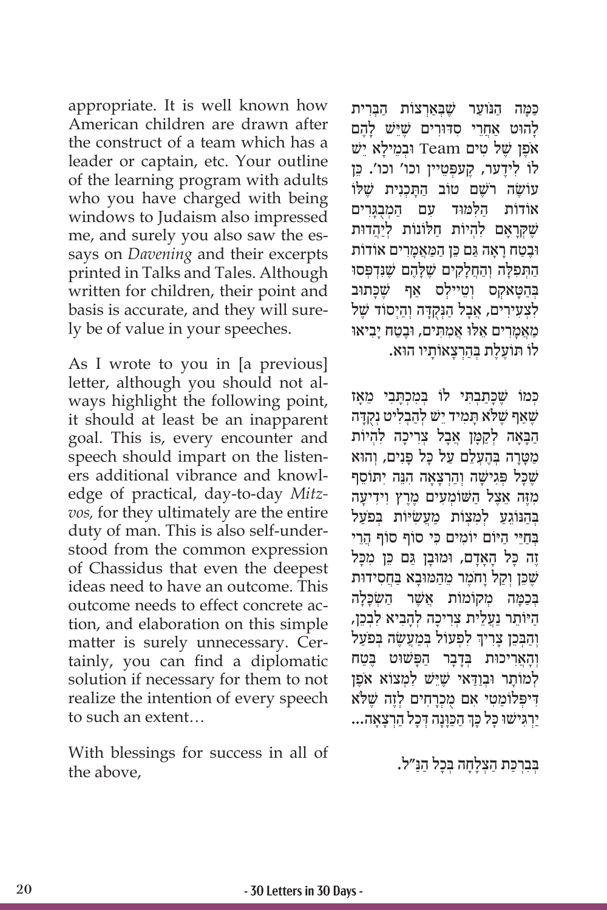appropriate. It is well known how American children are drawn after the construct of a team which has a leader or captain, etc. Your outline of the learning program with adults who you have charged with being windows to Judaism also impressed me, and surely you also saw the essays on *Davening* and their excerpts printed in Talks and Tales. Although written for children, their point and basis is accurate, and they will surely be of value in your speeches.

As I wrote to you in [a previous] letter, although you should not always highlight the following point, it should at least be an inapparent goal. This is, every encounter and speech should impart on the listeners additional vibrance and knowledge of practical, day-to-day *Mitzvos*, for they ultimately are the entire duty of man. This is also self-understood from the common expression of Chassidus that even the deepest ideas need to have an outcome. This outcome needs to effect concrete action, and elaboration on this simple matter is surely unnecessary. Certainly, you can find a diplomatic solution if necessary for them to not realize the intention of every speech to such an extent…

With blessings for success in all of the above,

כַּמָּה הַנּוֹעַר שֶׁבְּאַרְצוֹת הַבְּרִית לָהוּט אַחֲרֵי סִדּוּרִים שֶׁיֵּשׁ לָהֶם אֹפֶן שֶׁל טִים Team וּבְמֵילָא יֵשׁ לוֹ לִידֶער, קֶעפְּטֵיין וכו' וכו'. כֵּן עוֹשֶׂה רֹשֶׁם טוֹב הַתָּכְנִית שֶׁלּוֹ אוֹדוֹת הַלִּמּוּד עִם הַמְּבֻגָּרִים שֶׁקְּרָאָם לִהְיוֹת חַלּוֹנוֹת לְיַהֲדוּת וּבֶטַח רָאָה גַּם כֵּן הַמַּאֲמָרִים אוֹדוֹת הַתְּפִלָּה וְהַחֲלָקִים שֶׁלָּהֶם שֶׁנִּדְפְּסוּ בְּהַטָאקְס וְטֵיילְס אַף שֶׁכָּתוּב לִצְעִירִים, אֲבָל הַנְּקֻדָּה וְהַיְסוֹד שֶׁל מַאֲמָרִים אֵלּוּ אֲמִתִּים, וּבֶטַח יָבִיאוּ לוֹ תּוֹעֶלֶת בְּהַרְצָאוֹתָיו הוּא.

כְּמוֹ שֶׁכָּתַבְתִּי לוֹ בְּמִכְתָּבִי מֵאָז שֶׁאַף שֶׁלֹּא תָּמִיד יֵשׁ לְהַבְלִיט נְקֻדָּה הַבָּאָה לְקַמָּן אֲבָל צְרִיכָה לִהְיוֹת מַטָּרָה בְּהֶעְלֵם עַל כָּל פָּנִים, וְהוּא שֶׁכָּל פְּגִישָׁה וְהַרְצָאָה הִנֵּה יִתּוֹסֵף מִזֶּה אֵצֶל הַשּׁוֹמְעִים מֶרֶץ וִידִיעָה בְּהַנּוֹגֵעַ לְמִצְוֹת מַעֲשִׂיּוֹת בְּפֹעַל בְּחַיֵּי הַיּוֹם יוֹמִים כִּי סוֹף סוֹף הֲרֵי זֶה כָּל הָאָדָם, וּמוּבָן גַּם כֵּן מִכָּל שֶׁכֵּן וָקַל וָחֹמֶר מֵהַמּוּבָא בַּחֲסִידוּת בְּכַמָּה מְקוֹמוֹת אֲשֶׁר הַשִּׂכְלָה הַיּוֹתֵר נַעֲלֵית צְרִיכָה לְהָבִיא לִבְכֵן, וְהַבְּכֵן צָרִיךְ לִפְעוֹל בְּמַעֲשֶׂה בְּפֹעַל וְהָאֲרִיכוּת בְּדָבָר הַפָּשׁוּט בֶּטַח לְמוֹתָר וּבְוַדַּאי שֶׁיֵּשׁ לִמְצוֹא אֹפֶן דִּיפְּלוֹמַטִי אִם מֻכְרָחִים לָזֶה שֶׁלֹּא יַרְגִּישׁוּ כָּל כָּךְ הַכַּוָּנָה דְּכָל הַרְצָאָה...

בִּבְרָכַּת הַצְלָחָה בְּכָל הַנַּ"ל.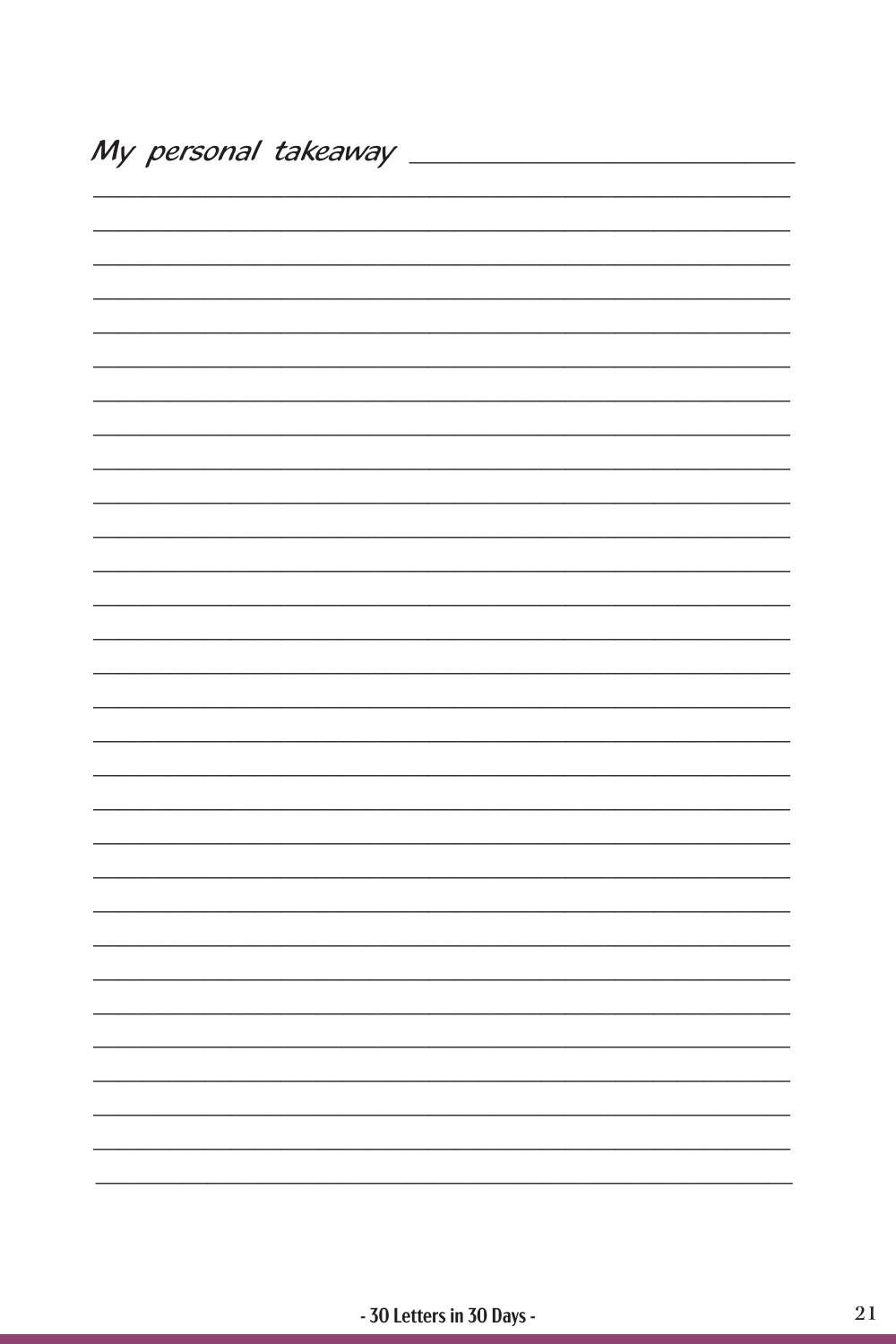*My personal takeaway* ______________________________